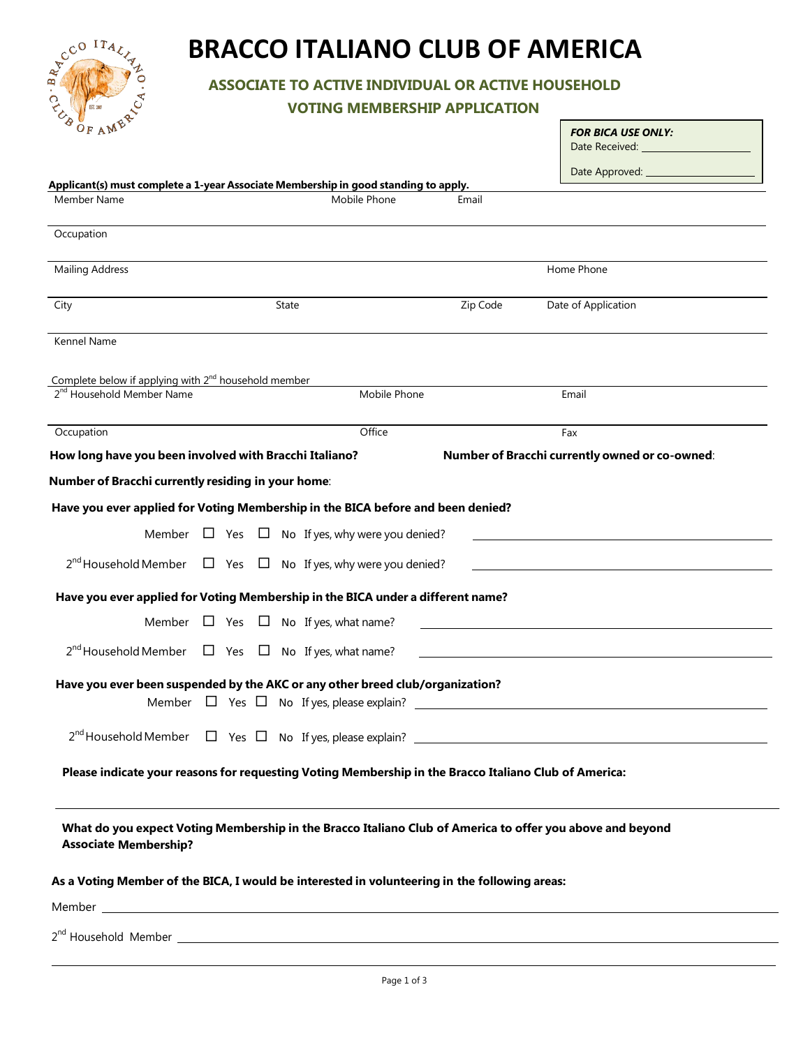# BRACCO ITALIANO CLUB OF AMERICA

## ASSOCIATE TO ACTIVE INDIVIDUAL OR ACTIVE HOUSEHOLD VOTING MEMBERSHIP APPLICATION

***FOR BICA USE ONLY:***
Date Received: ____________________

Date Approved: ____________________

**Applicant(s) must complete a 1-year Associate Membership in good standing to apply.**

Member Name _______________ Mobile Phone _______________ Email _______________

Occupation _______________

Mailing Address _______________ Home Phone _______________

City _______________ State _______________ Zip Code _______________ Date of Application _______________

Kennel Name _______________

Complete below if applying with 2nd household member

2nd Household Member Name _______________ Mobile Phone _______________ Email _______________

Occupation _______________ Office _______________ Fax _______________

**How long have you been involved with Bracchi Italiano?** **Number of Bracchi currently owned or co-owned**:

**Number of Bracchi currently residing in your home**:

**Have you ever applied for Voting Membership in the BICA before and been denied?**

Member ☐ Yes ☐ No If yes, why were you denied? ____________________

2nd Household Member ☐ Yes ☐ No If yes, why were you denied? ____________________

**Have you ever applied for Voting Membership in the BICA under a different name?**

Member ☐ Yes ☐ No If yes, what name? ____________________

2nd Household Member ☐ Yes ☐ No If yes, what name? ____________________

**Have you ever been suspended by the AKC or any other breed club/organization?**

Member ☐ Yes ☐ No If yes, please explain? ____________________

2nd Household Member ☐ Yes ☐ No If yes, please explain? ____________________

**Please indicate your reasons for requesting Voting Membership in the Bracco Italiano Club of America:**

**What do you expect Voting Membership in the Bracco Italiano Club of America to offer you above and beyond Associate Membership?**

**As a Voting Member of the BICA, I would be interested in volunteering in the following areas:**

Member ____________________

2nd Household Member ____________________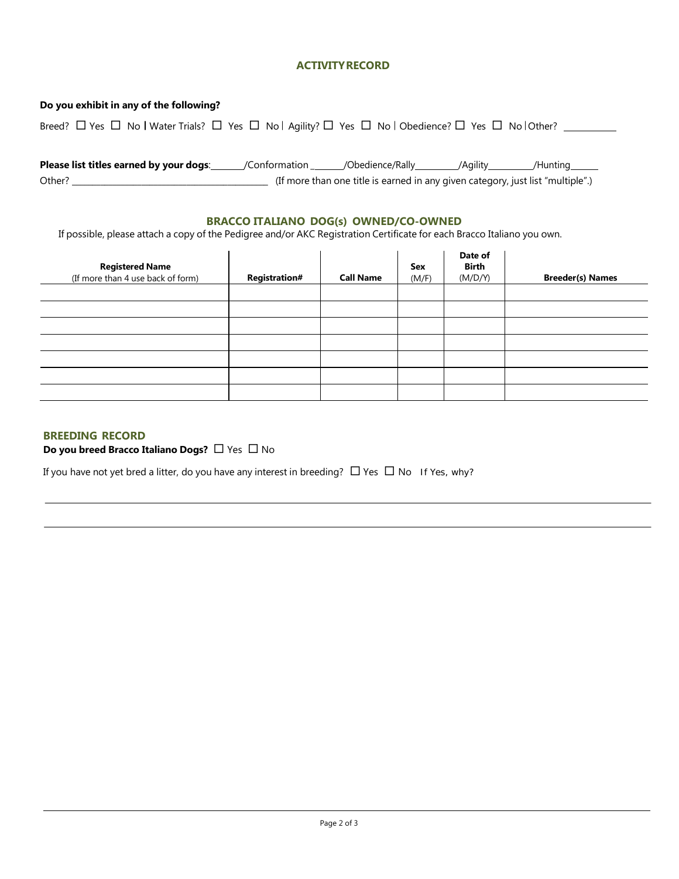## ACTIVITY RECORD

**Do you exhibit in any of the following?**

Breed? ☐ Yes ☐ No | Water Trials? ☐ Yes ☐ No | Agility? ☐ Yes ☐ No | Obedience? ☐ Yes ☐ No | Other? ___________

**Please list titles earned by your dogs**:_______/Conformation _______/Obedience/Rally_________/Agility_________/Hunting______

Other? ________________________________________ (If more than one title is earned in any given category, just list "multiple".)

## BRACCO ITALIANO DOG(s) OWNED/CO-OWNED

If possible, please attach a copy of the Pedigree and/or AKC Registration Certificate for each Bracco Italiano you own.

| **Registered Name** (If more than 4 use back of form) | **Registration#** | **Call Name** | **Sex** (M/F) | **Date of Birth** (M/D/Y) | **Breeder(s) Names** |
|---|---|---|---|---|---|
| | | | | | |
| | | | | | |
| | | | | | |
| | | | | | |
| | | | | | |
| | | | | | |
| | | | | | |

## BREEDING RECORD

**Do you breed Bracco Italiano Dogs?** ☐ Yes ☐ No

If you have not yet bred a litter, do you have any interest in breeding? ☐ Yes ☐ No If Yes, why?

______________________________________________________________________________

______________________________________________________________________________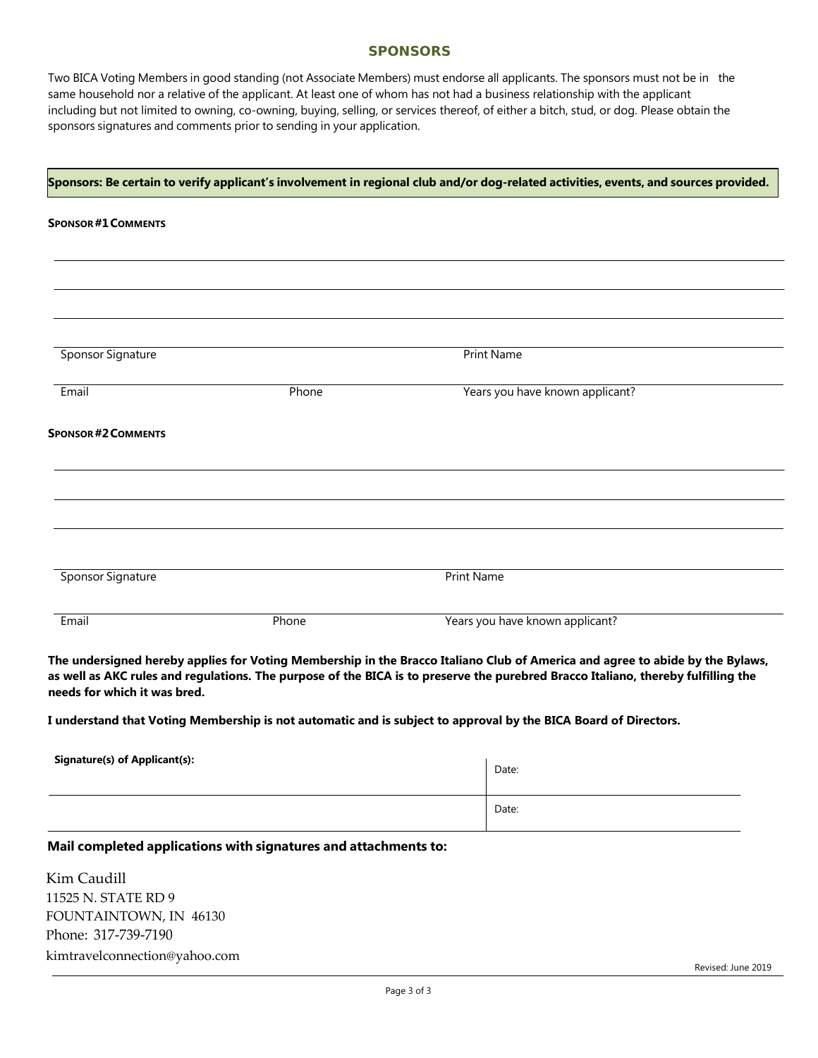## SPONSORS

Two BICA Voting Members in good standing (not Associate Members) must endorse all applicants. The sponsors must not be in the same household nor a relative of the applicant. At least one of whom has not had a business relationship with the applicant including but not limited to owning, co-owning, buying, selling, or services thereof, of either a bitch, stud, or dog. Please obtain the sponsors signatures and comments prior to sending in your application.

**Sponsors: Be certain to verify applicant's involvement in regional club and/or dog-related activities, events, and sources provided.**

**SPONSOR #1 COMMENTS**

______________________________________________________________________

______________________________________________________________________

______________________________________________________________________

Sponsor Signature | Print Name

Email | Phone | Years you have known applicant?

**SPONSOR #2 COMMENTS**

______________________________________________________________________

______________________________________________________________________

______________________________________________________________________

Sponsor Signature | Print Name

Email | Phone | Years you have known applicant?

**The undersigned hereby applies for Voting Membership in the Bracco Italiano Club of America and agree to abide by the Bylaws, as well as AKC rules and regulations. The purpose of the BICA is to preserve the purebred Bracco Italiano, thereby fulfilling the needs for which it was bred.**

**I understand that Voting Membership is not automatic and is subject to approval by the BICA Board of Directors.**

| **Signature(s) of Applicant(s):** | Date: |
|---|---|
| | Date: |

**Mail completed applications with signatures and attachments to:**

Kim Caudill
11525 N. STATE RD 9
FOUNTAINTOWN, IN 46130
Phone: 317-739-7190
kimtravelconnection@yahoo.com

Revised: June 2019